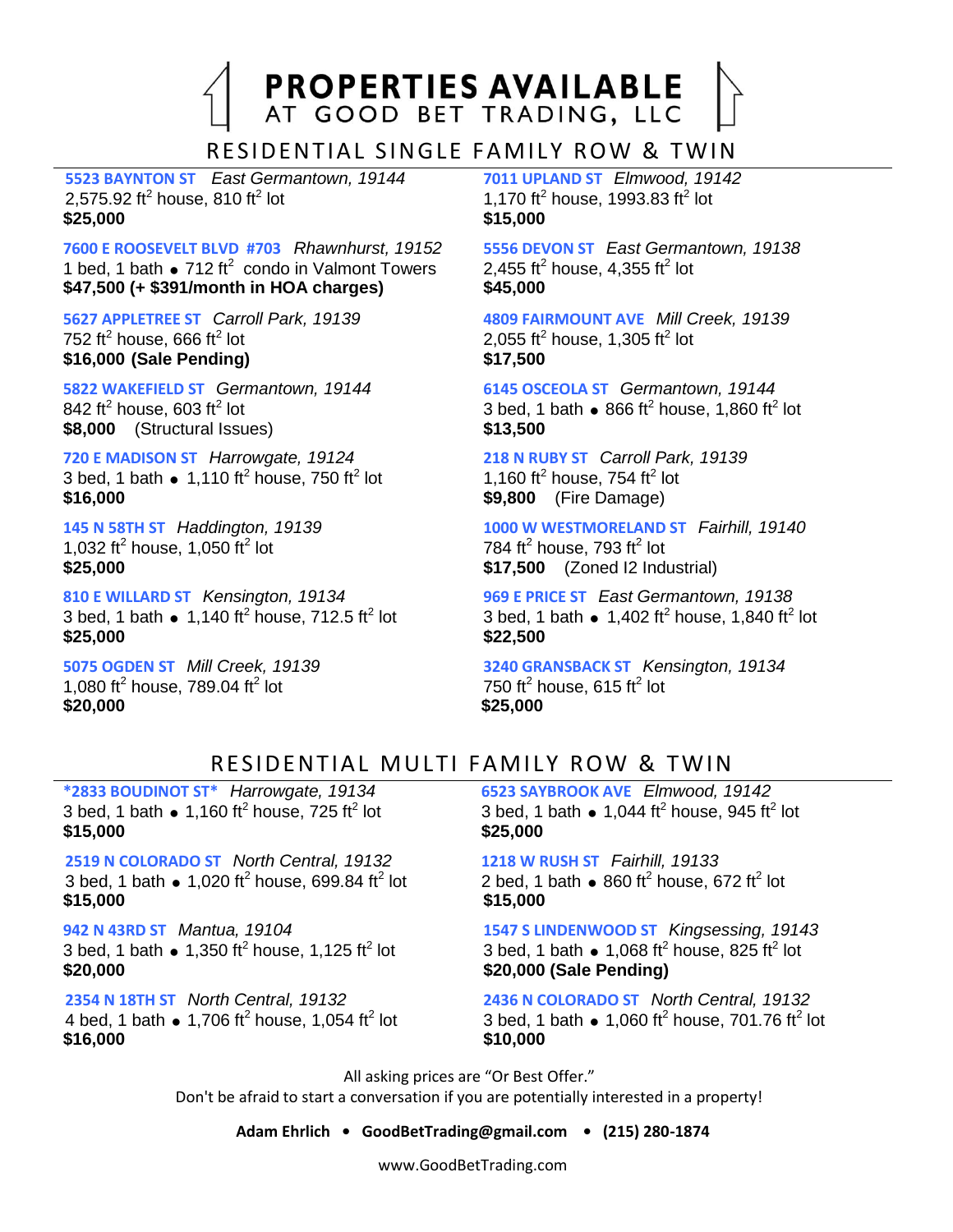# PROPERTIES AVAILABLE
## AT GOOD BET TRADING, LLC

## RESIDENTIAL SINGLE FAMILY ROW & TWIN

**5523 BAYNTON ST** *East Germantown, 19144*
2,575.92 ft$^2$ house, 810 ft$^2$ lot
**$25,000**

**7600 E ROOSEVELT BLVD #703** *Rhawnhurst, 19152*
1 bed, 1 bath • 712 ft$^2$ condo in Valmont Towers
**$47,500 (+ $391/month in HOA charges)**

**5627 APPLETREE ST** *Carroll Park, 19139*
752 ft$^2$ house, 666 ft$^2$ lot
**$16,000 (Sale Pending)**

**5822 WAKEFIELD ST** *Germantown, 19144*
842 ft$^2$ house, 603 ft$^2$ lot
**$8,000** (Structural Issues)

**720 E MADISON ST** *Harrowgate, 19124*
3 bed, 1 bath • 1,110 ft$^2$ house, 750 ft$^2$ lot
**$16,000**

**145 N 58TH ST** *Haddington, 19139*
1,032 ft$^2$ house, 1,050 ft$^2$ lot
**$25,000**

**810 E WILLARD ST** *Kensington, 19134*
3 bed, 1 bath • 1,140 ft$^2$ house, 712.5 ft$^2$ lot
**$25,000**

**5075 OGDEN ST** *Mill Creek, 19139*
1,080 ft$^2$ house, 789.04 ft$^2$ lot
**$20,000**

**7011 UPLAND ST** *Elmwood, 19142*
1,170 ft$^2$ house, 1993.83 ft$^2$ lot
**$15,000**

**5556 DEVON ST** *East Germantown, 19138*
2,455 ft$^2$ house, 4,355 ft$^2$ lot
**$45,000**

**4809 FAIRMOUNT AVE** *Mill Creek, 19139*
2,055 ft$^2$ house, 1,305 ft$^2$ lot
**$17,500**

**6145 OSCEOLA ST** *Germantown, 19144*
3 bed, 1 bath • 866 ft$^2$ house, 1,860 ft$^2$ lot
**$13,500**

**218 N RUBY ST** *Carroll Park, 19139*
1,160 ft$^2$ house, 754 ft$^2$ lot
**$9,800** (Fire Damage)

**1000 W WESTMORELAND ST** *Fairhill, 19140*
784 ft$^2$ house, 793 ft$^2$ lot
**$17,500** (Zoned I2 Industrial)

**969 E PRICE ST** *East Germantown, 19138*
3 bed, 1 bath • 1,402 ft$^2$ house, 1,840 ft$^2$ lot
**$22,500**

**3240 GRANSBACK ST** *Kensington, 19134*
750 ft$^2$ house, 615 ft$^2$ lot
**$25,000**

## RESIDENTIAL MULTI FAMILY ROW & TWIN

**\*2833 BOUDINOT ST\*** *Harrowgate, 19134*
3 bed, 1 bath • 1,160 ft$^2$ house, 725 ft$^2$ lot
**$15,000**

**2519 N COLORADO ST** *North Central, 19132*
3 bed, 1 bath • 1,020 ft$^2$ house, 699.84 ft$^2$ lot
**$15,000**

**942 N 43RD ST** *Mantua, 19104*
3 bed, 1 bath • 1,350 ft$^2$ house, 1,125 ft$^2$ lot
**$20,000**

**2354 N 18TH ST** *North Central, 19132*
4 bed, 1 bath • 1,706 ft$^2$ house, 1,054 ft$^2$ lot
**$16,000**

**6523 SAYBROOK AVE** *Elmwood, 19142*
3 bed, 1 bath • 1,044 ft$^2$ house, 945 ft$^2$ lot
**$25,000**

**1218 W RUSH ST** *Fairhill, 19133*
2 bed, 1 bath • 860 ft$^2$ house, 672 ft$^2$ lot
**$15,000**

**1547 S LINDENWOOD ST** *Kingsessing, 19143*
3 bed, 1 bath • 1,068 ft$^2$ house, 825 ft$^2$ lot
**$20,000 (Sale Pending)**

**2436 N COLORADO ST** *North Central, 19132*
3 bed, 1 bath • 1,060 ft$^2$ house, 701.76 ft$^2$ lot
**$10,000**

All asking prices are "Or Best Offer."
Don't be afraid to start a conversation if you are potentially interested in a property!

**Adam Ehrlich • GoodBetTrading@gmail.com • (215) 280-1874**

www.GoodBetTrading.com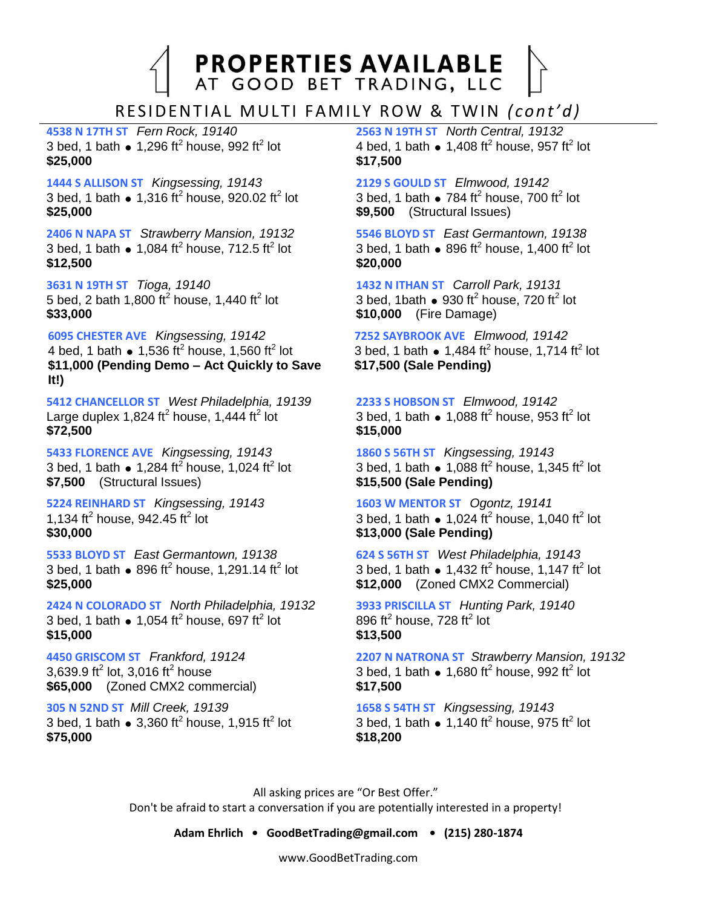# PROPERTIES AVAILABLE
## AT GOOD BET TRADING, LLC

## RESIDENTIAL MULTI FAMILY ROW & TWIN *(cont'd)*

**4538 N 17TH ST** *Fern Rock, 19140*
3 bed, 1 bath • 1,296 ft$^2$ house, 992 ft$^2$ lot
**$25,000**

**1444 S ALLISON ST** *Kingsessing, 19143*
3 bed, 1 bath • 1,316 ft$^2$ house, 920.02 ft$^2$ lot
**$25,000**

**2406 N NAPA ST** *Strawberry Mansion, 19132*
3 bed, 1 bath • 1,084 ft$^2$ house, 712.5 ft$^2$ lot
**$12,500**

**3631 N 19TH ST** *Tioga, 19140*
5 bed, 2 bath 1,800 ft$^2$ house, 1,440 ft$^2$ lot
**$33,000**

**6095 CHESTER AVE** *Kingsessing, 19142*
4 bed, 1 bath • 1,536 ft$^2$ house, 1,560 ft$^2$ lot
**$11,000 (Pending Demo – Act Quickly to Save It!)**

**5412 CHANCELLOR ST** *West Philadelphia, 19139*
Large duplex 1,824 ft$^2$ house, 1,444 ft$^2$ lot
**$72,500**

**5433 FLORENCE AVE** *Kingsessing, 19143*
3 bed, 1 bath • 1,284 ft$^2$ house, 1,024 ft$^2$ lot
**$7,500** (Structural Issues)

**5224 REINHARD ST** *Kingsessing, 19143*
1,134 ft$^2$ house, 942.45 ft$^2$ lot
**$30,000**

**5533 BLOYD ST** *East Germantown, 19138*
3 bed, 1 bath • 896 ft$^2$ house, 1,291.14 ft$^2$ lot
**$25,000**

**2424 N COLORADO ST** *North Philadelphia, 19132*
3 bed, 1 bath • 1,054 ft$^2$ house, 697 ft$^2$ lot
**$15,000**

**4450 GRISCOM ST** *Frankford, 19124*
3,639.9 ft$^2$ lot, 3,016 ft$^2$ house
**$65,000** (Zoned CMX2 commercial)

**305 N 52ND ST** *Mill Creek, 19139*
3 bed, 1 bath • 3,360 ft$^2$ house, 1,915 ft$^2$ lot
**$75,000**

**2563 N 19TH ST** *North Central, 19132*
4 bed, 1 bath • 1,408 ft$^2$ house, 957 ft$^2$ lot
**$17,500**

**2129 S GOULD ST** *Elmwood, 19142*
3 bed, 1 bath • 784 ft$^2$ house, 700 ft$^2$ lot
**$9,500** (Structural Issues)

**5546 BLOYD ST** *East Germantown, 19138*
3 bed, 1 bath • 896 ft$^2$ house, 1,400 ft$^2$ lot
**$20,000**

**1432 N ITHAN ST** *Carroll Park, 19131*
3 bed, 1bath • 930 ft$^2$ house, 720 ft$^2$ lot
**$10,000** (Fire Damage)

**7252 SAYBROOK AVE** *Elmwood, 19142*
3 bed, 1 bath • 1,484 ft$^2$ house, 1,714 ft$^2$ lot
**$17,500 (Sale Pending)**

**2233 S HOBSON ST** *Elmwood, 19142*
3 bed, 1 bath • 1,088 ft$^2$ house, 953 ft$^2$ lot
**$15,000**

**1860 S 56TH ST** *Kingsessing, 19143*
3 bed, 1 bath • 1,088 ft$^2$ house, 1,345 ft$^2$ lot
**$15,500 (Sale Pending)**

**1603 W MENTOR ST** *Ogontz, 19141*
3 bed, 1 bath • 1,024 ft$^2$ house, 1,040 ft$^2$ lot
**$13,000 (Sale Pending)**

**624 S 56TH ST** *West Philadelphia, 19143*
3 bed, 1 bath • 1,432 ft$^2$ house, 1,147 ft$^2$ lot
**$12,000** (Zoned CMX2 Commercial)

**3933 PRISCILLA ST** *Hunting Park, 19140*
896 ft$^2$ house, 728 ft$^2$ lot
**$13,500**

**2207 N NATRONA ST** *Strawberry Mansion, 19132*
3 bed, 1 bath • 1,680 ft$^2$ house, 992 ft$^2$ lot
**$17,500**

**1658 S 54TH ST** *Kingsessing, 19143*
3 bed, 1 bath • 1,140 ft$^2$ house, 975 ft$^2$ lot
**$18,200**

All asking prices are "Or Best Offer."
Don't be afraid to start a conversation if you are potentially interested in a property!

**Adam Ehrlich • GoodBetTrading@gmail.com • (215) 280-1874**

www.GoodBetTrading.com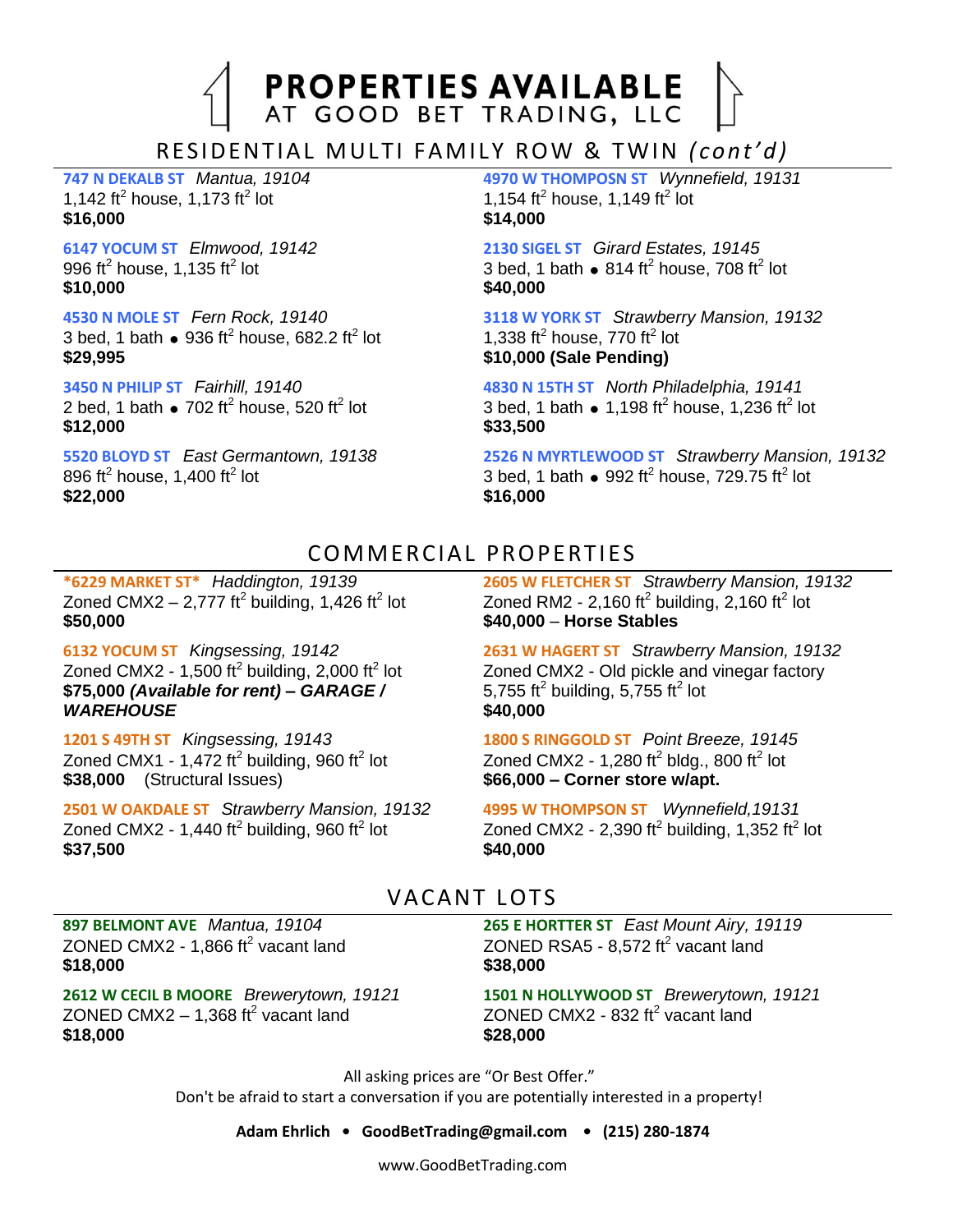# PROPERTIES AVAILABLE
AT GOOD BET TRADING, LLC

## RESIDENTIAL MULTI FAMILY ROW & TWIN *(cont'd)*

**747 N DEKALB ST** *Mantua, 19104*
1,142 $ft^2$ house, 1,173 $ft^2$ lot
**$16,000**

**6147 YOCUM ST** *Elmwood, 19142*
996 $ft^2$ house, 1,135 $ft^2$ lot
**$10,000**

**4530 N MOLE ST** *Fern Rock, 19140*
3 bed, 1 bath • 936 $ft^2$ house, 682.2 $ft^2$ lot
**$29,995**

**3450 N PHILIP ST** *Fairhill, 19140*
2 bed, 1 bath • 702 $ft^2$ house, 520 $ft^2$ lot
**$12,000**

**5520 BLOYD ST** *East Germantown, 19138*
896 $ft^2$ house, 1,400 $ft^2$ lot
**$22,000**

**4970 W THOMPOSN ST** *Wynnefield, 19131*
1,154 $ft^2$ house, 1,149 $ft^2$ lot
**$14,000**

**2130 SIGEL ST** *Girard Estates, 19145*
3 bed, 1 bath • 814 $ft^2$ house, 708 $ft^2$ lot
**$40,000**

**3118 W YORK ST** *Strawberry Mansion, 19132*
1,338 $ft^2$ house, 770 $ft^2$ lot
**$10,000 (Sale Pending)**

**4830 N 15TH ST** *North Philadelphia, 19141*
3 bed, 1 bath • 1,198 $ft^2$ house, 1,236 $ft^2$ lot
**$33,500**

**2526 N MYRTLEWOOD ST** *Strawberry Mansion, 19132*
3 bed, 1 bath • 992 $ft^2$ house, 729.75 $ft^2$ lot
**$16,000**

## COMMERCIAL PROPERTIES

**\*6229 MARKET ST\*** *Haddington, 19139*
Zoned CMX2 – 2,777 $ft^2$ building, 1,426 $ft^2$ lot
**$50,000**

**6132 YOCUM ST** *Kingsessing, 19142*
Zoned CMX2 - 1,500 $ft^2$ building, 2,000 $ft^2$ lot
**$75,000 *(Available for rent) – GARAGE / WAREHOUSE***

**1201 S 49TH ST** *Kingsessing, 19143*
Zoned CMX1 - 1,472 $ft^2$ building, 960 $ft^2$ lot
**$38,000** (Structural Issues)

**2501 W OAKDALE ST** *Strawberry Mansion, 19132*
Zoned CMX2 - 1,440 $ft^2$ building, 960 $ft^2$ lot
**$37,500**

**2605 W FLETCHER ST** *Strawberry Mansion, 19132*
Zoned RM2 - 2,160 $ft^2$ building, 2,160 $ft^2$ lot
**$40,000** – **Horse Stables**

**2631 W HAGERT ST** *Strawberry Mansion, 19132*
Zoned CMX2 - Old pickle and vinegar factory
5,755 $ft^2$ building, 5,755 $ft^2$ lot
**$40,000**

**1800 S RINGGOLD ST** *Point Breeze, 19145*
Zoned CMX2 - 1,280 $ft^2$ bldg., 800 $ft^2$ lot
**$66,000 – Corner store w/apt.**

**4995 W THOMPSON ST** *Wynnefield,19131*
Zoned CMX2 - 2,390 $ft^2$ building, 1,352 $ft^2$ lot
**$40,000**

## VACANT LOTS

**897 BELMONT AVE** *Mantua, 19104*
ZONED CMX2 - 1,866 $ft^2$ vacant land
**$18,000**

**2612 W CECIL B MOORE** *Brewerytown, 19121*
ZONED CMX2 – 1,368 $ft^2$ vacant land
**$18,000**

**265 E HORTTER ST** *East Mount Airy, 19119*
ZONED RSA5 - 8,572 $ft^2$ vacant land
**$38,000**

**1501 N HOLLYWOOD ST** *Brewerytown, 19121*
ZONED CMX2 - 832 $ft^2$ vacant land
**$28,000**

All asking prices are "Or Best Offer."
Don't be afraid to start a conversation if you are potentially interested in a property!

**Adam Ehrlich • GoodBetTrading@gmail.com • (215) 280-1874**

www.GoodBetTrading.com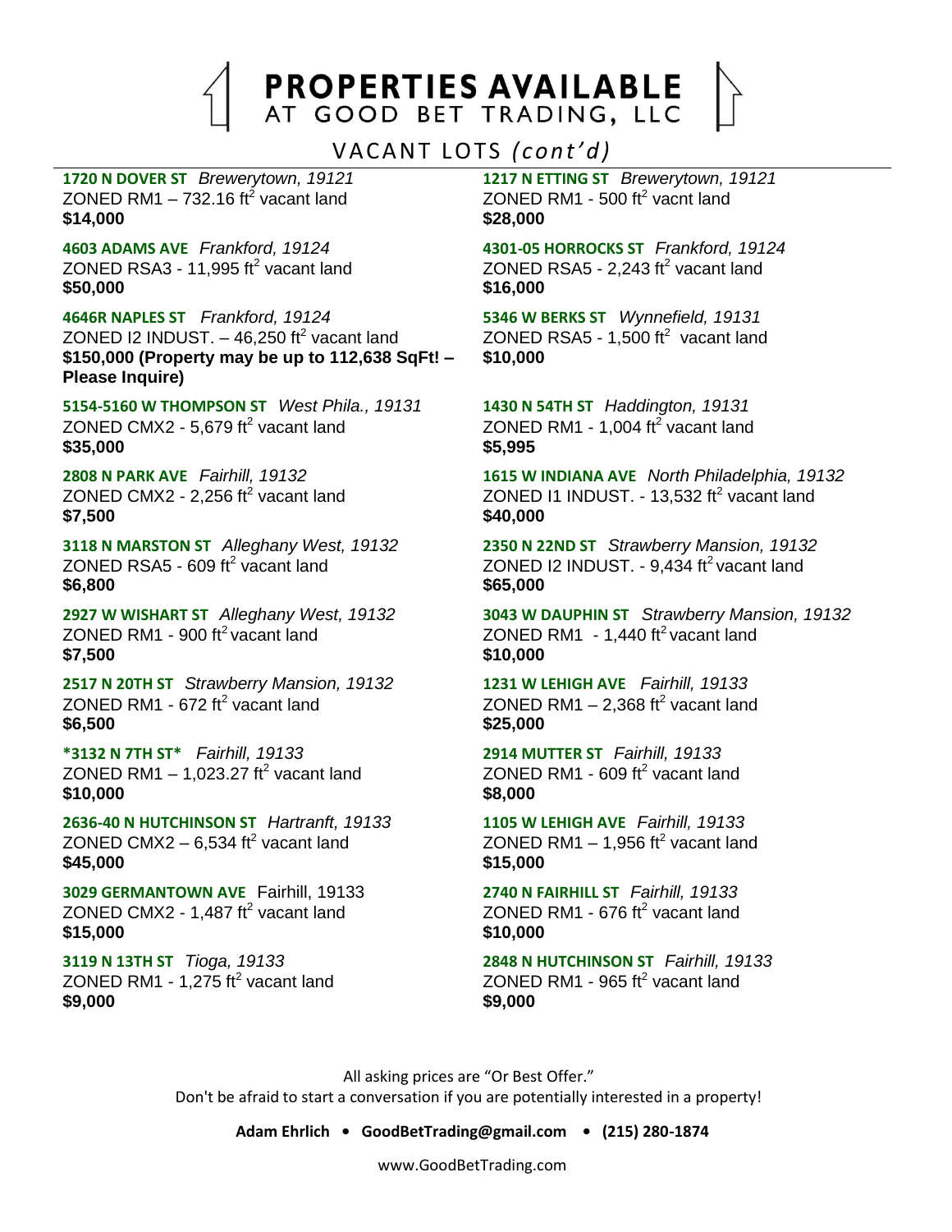# PROPERTIES AVAILABLE AT GOOD BET TRADING, LLC

## VACANT LOTS *(cont'd)*

**1720 N DOVER ST** *Brewerytown, 19121*
ZONED RM1 – 732.16 $ft^2$ vacant land
**$14,000**

**4603 ADAMS AVE** *Frankford, 19124*
ZONED RSA3 - 11,995 $ft^2$ vacant land
**$50,000**

**4646R NAPLES ST** *Frankford, 19124*
ZONED I2 INDUST. – 46,250 $ft^2$ vacant land
**$150,000 (Property may be up to 112,638 SqFt! – Please Inquire)**

**5154-5160 W THOMPSON ST** *West Phila., 19131*
ZONED CMX2 - 5,679 $ft^2$ vacant land
**$35,000**

**2808 N PARK AVE** *Fairhill, 19132*
ZONED CMX2 - 2,256 $ft^2$ vacant land
**$7,500**

**3118 N MARSTON ST** *Alleghany West, 19132*
ZONED RSA5 - 609 $ft^2$ vacant land
**$6,800**

**2927 W WISHART ST** *Alleghany West, 19132*
ZONED RM1 - 900 $ft^2$ vacant land
**$7,500**

**2517 N 20TH ST** *Strawberry Mansion, 19132*
ZONED RM1 - 672 $ft^2$ vacant land
**$6,500**

**\*3132 N 7TH ST\*** *Fairhill, 19133*
ZONED RM1 – 1,023.27 $ft^2$ vacant land
**$10,000**

**2636-40 N HUTCHINSON ST** *Hartranft, 19133*
ZONED CMX2 – 6,534 $ft^2$ vacant land
**$45,000**

**3029 GERMANTOWN AVE** Fairhill, 19133
ZONED CMX2 - 1,487 $ft^2$ vacant land
**$15,000**

**3119 N 13TH ST** *Tioga, 19133*
ZONED RM1 - 1,275 $ft^2$ vacant land
**$9,000**

**1217 N ETTING ST** *Brewerytown, 19121*
ZONED RM1 - 500 $ft^2$ vacnt land
**$28,000**

**4301-05 HORROCKS ST** *Frankford, 19124*
ZONED RSA5 - 2,243 $ft^2$ vacant land
**$16,000**

**5346 W BERKS ST** *Wynnefield, 19131*
ZONED RSA5 - 1,500 $ft^2$ vacant land
**$10,000**

**1430 N 54TH ST** *Haddington, 19131*
ZONED RM1 - 1,004 $ft^2$ vacant land
**$5,995**

**1615 W INDIANA AVE** *North Philadelphia, 19132*
ZONED I1 INDUST. - 13,532 $ft^2$ vacant land
**$40,000**

**2350 N 22ND ST** *Strawberry Mansion, 19132*
ZONED I2 INDUST. - 9,434 $ft^2$ vacant land
**$65,000**

**3043 W DAUPHIN ST** *Strawberry Mansion, 19132*
ZONED RM1 - 1,440 $ft^2$ vacant land
**$10,000**

**1231 W LEHIGH AVE** *Fairhill, 19133*
ZONED RM1 – 2,368 $ft^2$ vacant land
**$25,000**

**2914 MUTTER ST** *Fairhill, 19133*
ZONED RM1 - 609 $ft^2$ vacant land
**$8,000**

**1105 W LEHIGH AVE** *Fairhill, 19133*
ZONED RM1 – 1,956 $ft^2$ vacant land
**$15,000**

**2740 N FAIRHILL ST** *Fairhill, 19133*
ZONED RM1 - 676 $ft^2$ vacant land
**$10,000**

**2848 N HUTCHINSON ST** *Fairhill, 19133*
ZONED RM1 - 965 $ft^2$ vacant land
**$9,000**

All asking prices are "Or Best Offer."
Don't be afraid to start a conversation if you are potentially interested in a property!

**Adam Ehrlich • GoodBetTrading@gmail.com • (215) 280-1874**

www.GoodBetTrading.com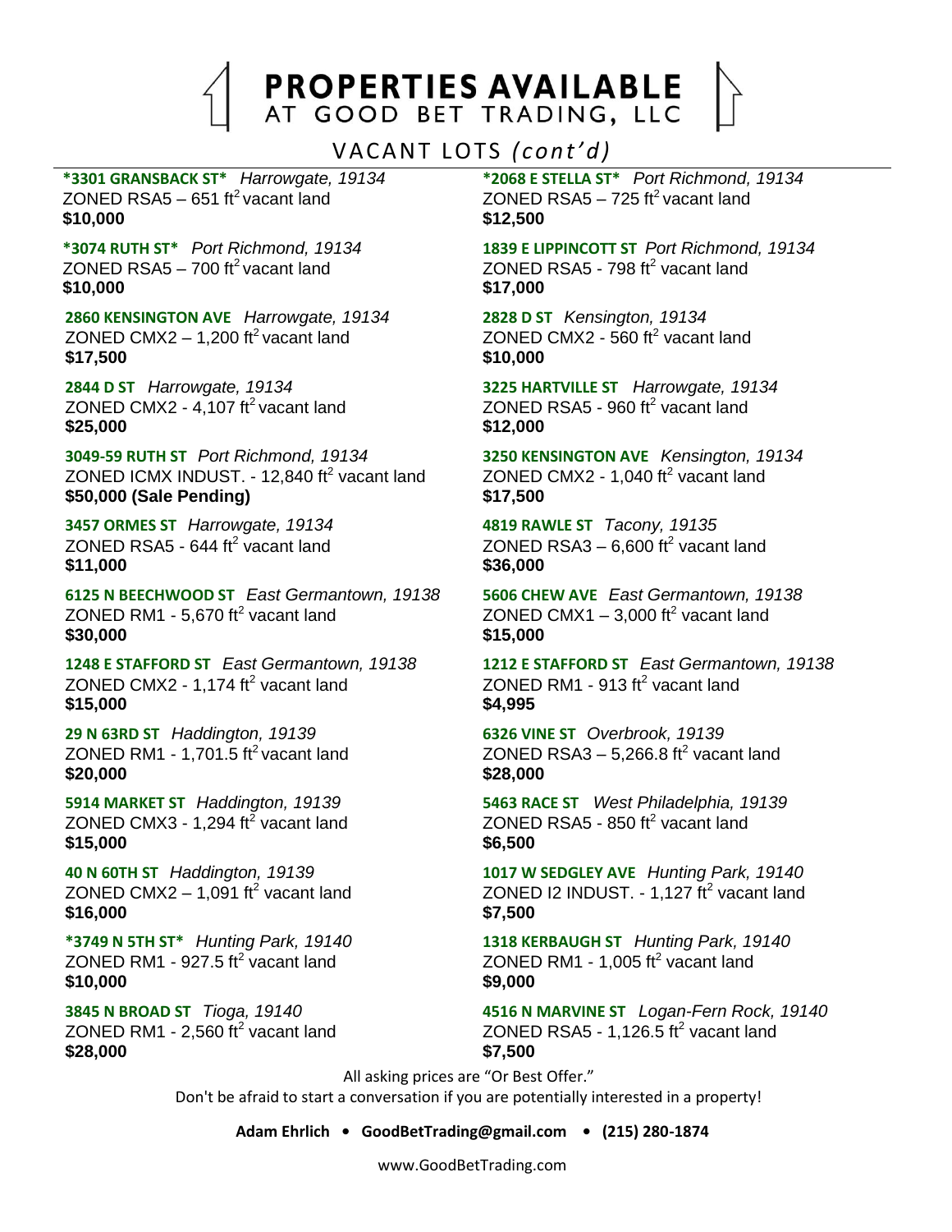# PROPERTIES AVAILABLE
## AT GOOD BET TRADING, LLC

### VACANT LOTS *(cont'd)*

**\*3301 GRANSBACK ST\*** *Harrowgate, 19134*
ZONED RSA5 – 651 $ft^2$ vacant land
**$10,000**

**\*3074 RUTH ST\*** *Port Richmond, 19134*
ZONED RSA5 – 700 $ft^2$ vacant land
**$10,000**

**2860 KENSINGTON AVE** *Harrowgate, 19134*
ZONED CMX2 – 1,200 $ft^2$ vacant land
**$17,500**

**2844 D ST** *Harrowgate, 19134*
ZONED CMX2 - 4,107 $ft^2$ vacant land
**$25,000**

**3049-59 RUTH ST** *Port Richmond, 19134*
ZONED ICMX INDUST. - 12,840 $ft^2$ vacant land
**$50,000 (Sale Pending)**

**3457 ORMES ST** *Harrowgate, 19134*
ZONED RSA5 - 644 $ft^2$ vacant land
**$11,000**

**6125 N BEECHWOOD ST** *East Germantown, 19138*
ZONED RM1 - 5,670 $ft^2$ vacant land
**$30,000**

**1248 E STAFFORD ST** *East Germantown, 19138*
ZONED CMX2 - 1,174 $ft^2$ vacant land
**$15,000**

**29 N 63RD ST** *Haddington, 19139*
ZONED RM1 - 1,701.5 $ft^2$ vacant land
**$20,000**

**5914 MARKET ST** *Haddington, 19139*
ZONED CMX3 - 1,294 $ft^2$ vacant land
**$15,000**

**40 N 60TH ST** *Haddington, 19139*
ZONED CMX2 – 1,091 $ft^2$ vacant land
**$16,000**

**\*3749 N 5TH ST\*** *Hunting Park, 19140*
ZONED RM1 - 927.5 $ft^2$ vacant land
**$10,000**

**3845 N BROAD ST** *Tioga, 19140*
ZONED RM1 - 2,560 $ft^2$ vacant land
**$28,000**

**\*2068 E STELLA ST\*** *Port Richmond, 19134*
ZONED RSA5 – 725 $ft^2$ vacant land
**$12,500**

**1839 E LIPPINCOTT ST** *Port Richmond, 19134*
ZONED RSA5 - 798 $ft^2$ vacant land
**$17,000**

**2828 D ST** *Kensington, 19134*
ZONED CMX2 - 560 $ft^2$ vacant land
**$10,000**

**3225 HARTVILLE ST** *Harrowgate, 19134*
ZONED RSA5 - 960 $ft^2$ vacant land
**$12,000**

**3250 KENSINGTON AVE** *Kensington, 19134*
ZONED CMX2 - 1,040 $ft^2$ vacant land
**$17,500**

**4819 RAWLE ST** *Tacony, 19135*
ZONED RSA3 – 6,600 $ft^2$ vacant land
**$36,000**

**5606 CHEW AVE** *East Germantown, 19138*
ZONED CMX1 – 3,000 $ft^2$ vacant land
**$15,000**

**1212 E STAFFORD ST** *East Germantown, 19138*
ZONED RM1 - 913 $ft^2$ vacant land
**$4,995**

**6326 VINE ST** *Overbrook, 19139*
ZONED RSA3 – 5,266.8 $ft^2$ vacant land
**$28,000**

**5463 RACE ST** *West Philadelphia, 19139*
ZONED RSA5 - 850 $ft^2$ vacant land
**$6,500**

**1017 W SEDGLEY AVE** *Hunting Park, 19140*
ZONED I2 INDUST. - 1,127 $ft^2$ vacant land
**$7,500**

**1318 KERBAUGH ST** *Hunting Park, 19140*
ZONED RM1 - 1,005 $ft^2$ vacant land
**$9,000**

**4516 N MARVINE ST** *Logan-Fern Rock, 19140*
ZONED RSA5 - 1,126.5 $ft^2$ vacant land
**$7,500**

All asking prices are "Or Best Offer."
Don't be afraid to start a conversation if you are potentially interested in a property!

**Adam Ehrlich • GoodBetTrading@gmail.com • (215) 280-1874**

www.GoodBetTrading.com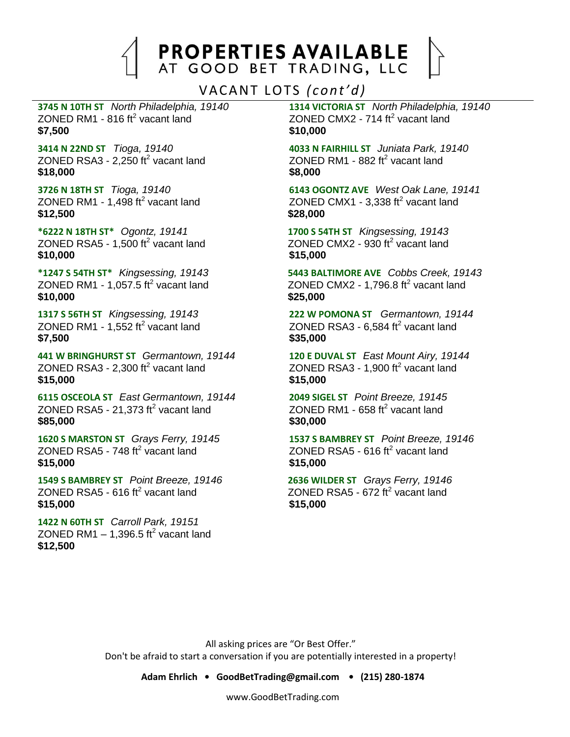# PROPERTIES AVAILABLE
## AT GOOD BET TRADING, LLC

### VACANT LOTS *(cont'd)*

**3745 N 10TH ST** *North Philadelphia, 19140*
ZONED RM1 - 816 $ft^2$ vacant land
**$7,500**

**3414 N 22ND ST** *Tioga, 19140*
ZONED RSA3 - 2,250 $ft^2$ vacant land
**$18,000**

**3726 N 18TH ST** *Tioga, 19140*
ZONED RM1 - 1,498 $ft^2$ vacant land
**$12,500**

***6222 N 18TH ST*** *Ogontz, 19141*
ZONED RSA5 - 1,500 $ft^2$ vacant land
**$10,000**

***1247 S 54TH ST*** *Kingsessing, 19143*
ZONED RM1 - 1,057.5 $ft^2$ vacant land
**$10,000**

**1317 S 56TH ST** *Kingsessing, 19143*
ZONED RM1 - 1,552 $ft^2$ vacant land
**$7,500**

**441 W BRINGHURST ST** *Germantown, 19144*
ZONED RSA3 - 2,300 $ft^2$ vacant land
**$15,000**

**6115 OSCEOLA ST** *East Germantown, 19144*
ZONED RSA5 - 21,373 $ft^2$ vacant land
**$85,000**

**1620 S MARSTON ST** *Grays Ferry, 19145*
ZONED RSA5 - 748 $ft^2$ vacant land
**$15,000**

**1549 S BAMBREY ST** *Point Breeze, 19146*
ZONED RSA5 - 616 $ft^2$ vacant land
**$15,000**

**1422 N 60TH ST** *Carroll Park, 19151*
ZONED RM1 – 1,396.5 $ft^2$ vacant land
**$12,500**

**1314 VICTORIA ST** *North Philadelphia, 19140*
ZONED CMX2 - 714 $ft^2$ vacant land
**$10,000**

**4033 N FAIRHILL ST** *Juniata Park, 19140*
ZONED RM1 - 882 $ft^2$ vacant land
**$8,000**

**6143 OGONTZ AVE** *West Oak Lane, 19141*
ZONED CMX1 - 3,338 $ft^2$ vacant land
**$28,000**

**1700 S 54TH ST** *Kingsessing, 19143*
ZONED CMX2 - 930 $ft^2$ vacant land
**$15,000**

**5443 BALTIMORE AVE** *Cobbs Creek, 19143*
ZONED CMX2 - 1,796.8 $ft^2$ vacant land
**$25,000**

**222 W POMONA ST** *Germantown, 19144*
ZONED RSA3 - 6,584 $ft^2$ vacant land
**$35,000**

**120 E DUVAL ST** *East Mount Airy, 19144*
ZONED RSA3 - 1,900 $ft^2$ vacant land
**$15,000**

**2049 SIGEL ST** *Point Breeze, 19145*
ZONED RM1 - 658 $ft^2$ vacant land
**$30,000**

**1537 S BAMBREY ST** *Point Breeze, 19146*
ZONED RSA5 - 616 $ft^2$ vacant land
**$15,000**

**2636 WILDER ST** *Grays Ferry, 19146*
ZONED RSA5 - 672 $ft^2$ vacant land
**$15,000**

All asking prices are "Or Best Offer."
Don't be afraid to start a conversation if you are potentially interested in a property!

**Adam Ehrlich • GoodBetTrading@gmail.com • (215) 280-1874**

www.GoodBetTrading.com